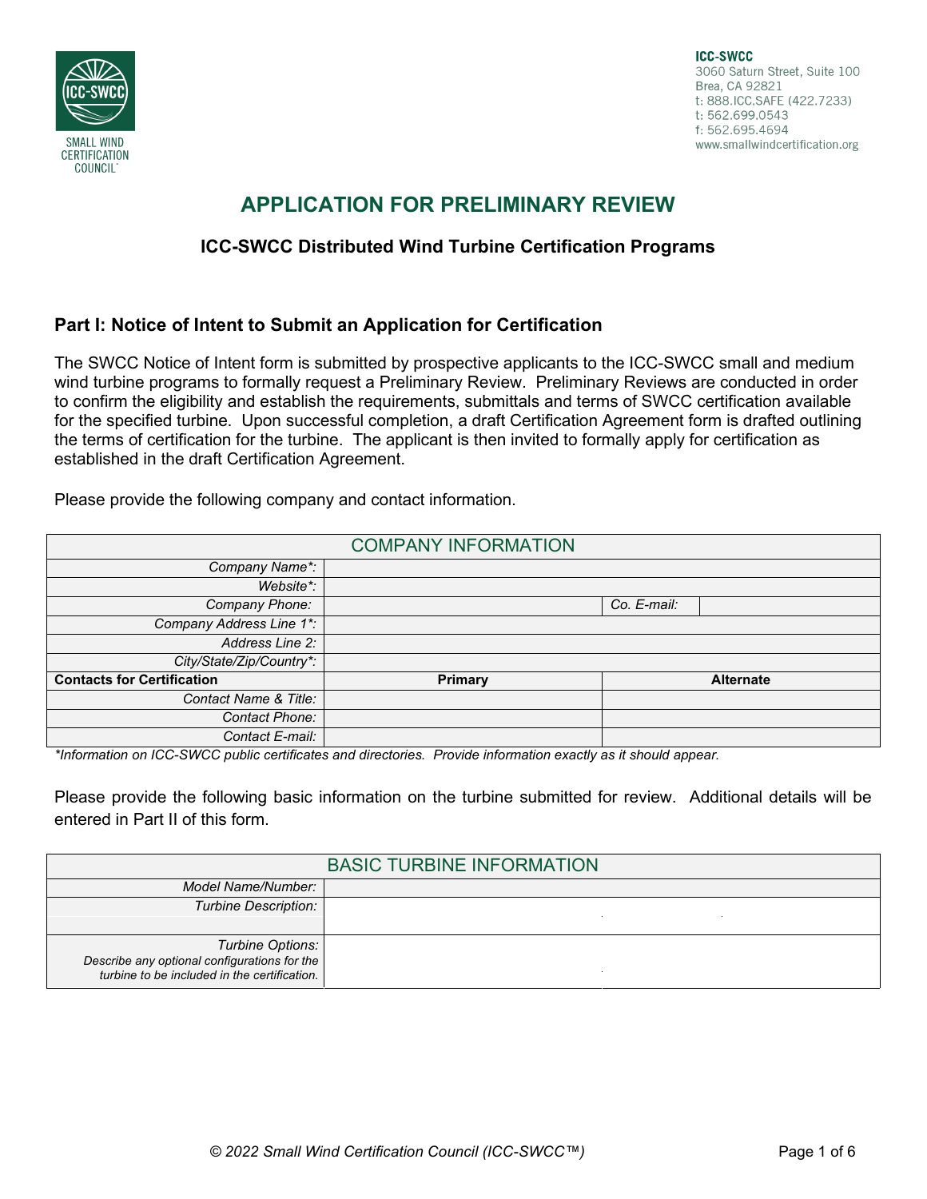ICC-SWCC
3060 Saturn Street, Suite 100
Brea, CA 92821
t: 888.ICC.SAFE (422.7233)
t: 562.699.0543
f: 562.695.4694
www.smallwindcertification.org

# APPLICATION FOR PRELIMINARY REVIEW

### ICC-SWCC Distributed Wind Turbine Certification Programs

## Part I: Notice of Intent to Submit an Application for Certification

The SWCC Notice of Intent form is submitted by prospective applicants to the ICC-SWCC small and medium wind turbine programs to formally request a Preliminary Review. Preliminary Reviews are conducted in order to confirm the eligibility and establish the requirements, submittals and terms of SWCC certification available for the specified turbine. Upon successful completion, a draft Certification Agreement form is drafted outlining the terms of certification for the turbine. The applicant is then invited to formally apply for certification as established in the draft Certification Agreement.

Please provide the following company and contact information.

| COMPANY INFORMATION | | | |
|---|---|---|---|
| *Company Name*:* | | | |
| *Website*:* | | | |
| *Company Phone:* | | *Co. E-mail:* | |
| *Company Address Line 1*:* | | | |
| *Address Line 2:* | | | |
| *City/State/Zip/Country*:* | | | |
| **Contacts for Certification** | **Primary** | **Alternate** | |
| *Contact Name & Title:* | | | |
| *Contact Phone:* | | | |
| *Contact E-mail:* | | | |

*\*Information on ICC-SWCC public certificates and directories. Provide information exactly as it should appear.*

Please provide the following basic information on the turbine submitted for review. Additional details will be entered in Part II of this form.

| BASIC TURBINE INFORMATION | |
|---|---|
| *Model Name/Number:* | |
| *Turbine Description:* | |
| *Turbine Options:* *Describe any optional configurations for the turbine to be included in the certification.* | |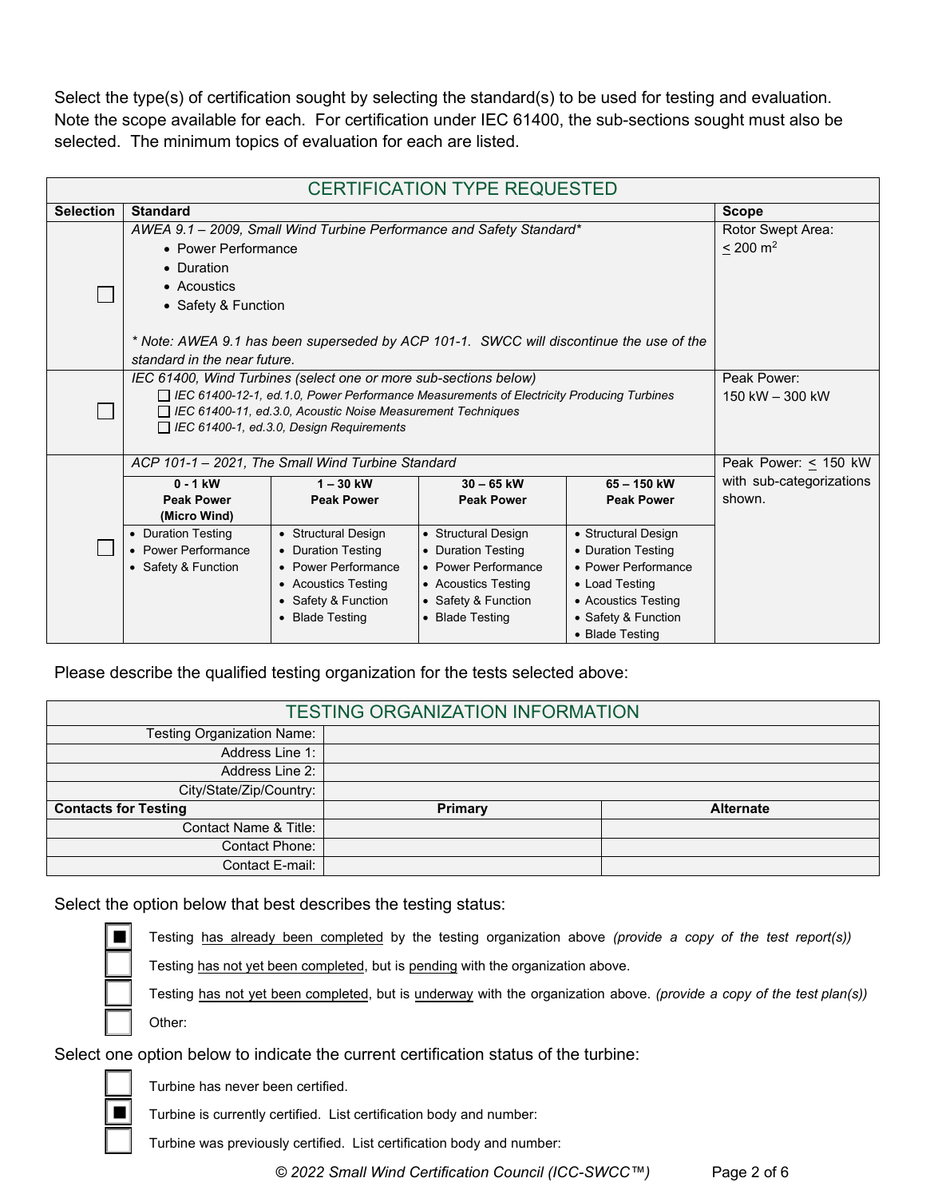Select the type(s) of certification sought by selecting the standard(s) to be used for testing and evaluation. Note the scope available for each. For certification under IEC 61400, the sub-sections sought must also be selected. The minimum topics of evaluation for each are listed.

## CERTIFICATION TYPE REQUESTED

| Selection | Standard | | | | Scope |
|---|---|---|---|---|---|
| ☐ | *AWEA 9.1 – 2009, Small Wind Turbine Performance and Safety Standard** <br>• Power Performance <br>• Duration <br>• Acoustics <br>• Safety & Function <br><br>** Note: AWEA 9.1 has been superseded by ACP 101-1. SWCC will discontinue the use of the standard in the near future.* | | | | Rotor Swept Area: <br>≤ 200 $m^2$ |
| ☐ | *IEC 61400, Wind Turbines (select one or more sub-sections below)* <br>☐ *IEC 61400-12-1, ed.1.0, Power Performance Measurements of Electricity Producing Turbines* <br>☐ *IEC 61400-11, ed.3.0, Acoustic Noise Measurement Techniques* <br>☐ *IEC 61400-1, ed.3.0, Design Requirements* | | | | Peak Power: <br>150 kW – 300 kW |
| ☐ | *ACP 101-1 – 2021, The Small Wind Turbine Standard* | | | | Peak Power: ≤ 150 kW with sub-categorizations shown. |
| | **0 - 1 kW Peak Power (Micro Wind)** | **1 – 30 kW Peak Power** | **30 – 65 kW Peak Power** | **65 – 150 kW Peak Power** | |
| | • Duration Testing <br>• Power Performance <br>• Safety & Function | • Structural Design <br>• Duration Testing <br>• Power Performance <br>• Acoustics Testing <br>• Safety & Function <br>• Blade Testing | • Structural Design <br>• Duration Testing <br>• Power Performance <br>• Acoustics Testing <br>• Safety & Function <br>• Blade Testing | • Structural Design <br>• Duration Testing <br>• Power Performance <br>• Load Testing <br>• Acoustics Testing <br>• Safety & Function <br>• Blade Testing | |

Please describe the qualified testing organization for the tests selected above:

## TESTING ORGANIZATION INFORMATION

| | | |
|---|---|---|
| Testing Organization Name: | | |
| Address Line 1: | | |
| Address Line 2: | | |
| City/State/Zip/Country: | | |
| **Contacts for Testing** | **Primary** | **Alternate** |
| Contact Name & Title: | | |
| Contact Phone: | | |
| Contact E-mail: | | |

Select the option below that best describes the testing status:

- ■ Testing has already been completed by the testing organization above *(provide a copy of the test report(s))*
- ☐ Testing has not yet been completed, but is pending with the organization above.
- ☐ Testing has not yet been completed, but is underway with the organization above. *(provide a copy of the test plan(s))*
- ☐ Other:

Select one option below to indicate the current certification status of the turbine:

- ☐ Turbine has never been certified.
- ■ Turbine is currently certified. List certification body and number:
- ☐ Turbine was previously certified. List certification body and number:

*© 2022 Small Wind Certification Council (ICC-SWCC™)*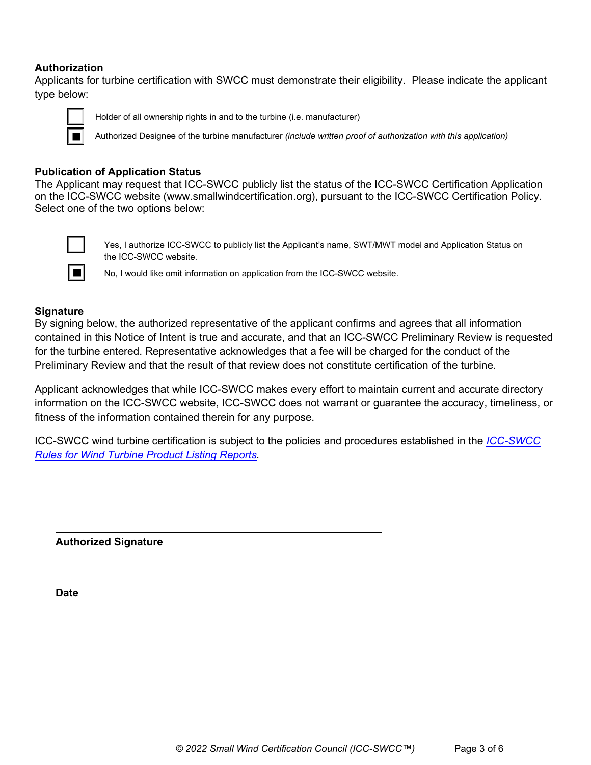## Authorization

Applicants for turbine certification with SWCC must demonstrate their eligibility. Please indicate the applicant type below:

- [ ] Holder of all ownership rights in and to the turbine (i.e. manufacturer)
- [x] Authorized Designee of the turbine manufacturer *(include written proof of authorization with this application)*

## Publication of Application Status

The Applicant may request that ICC-SWCC publicly list the status of the ICC-SWCC Certification Application on the ICC-SWCC website (www.smallwindcertification.org), pursuant to the ICC-SWCC Certification Policy. Select one of the two options below:

- [ ] Yes, I authorize ICC-SWCC to publicly list the Applicant's name, SWT/MWT model and Application Status on the ICC-SWCC website.
- [x] No, I would like omit information on application from the ICC-SWCC website.

## Signature

By signing below, the authorized representative of the applicant confirms and agrees that all information contained in this Notice of Intent is true and accurate, and that an ICC-SWCC Preliminary Review is requested for the turbine entered. Representative acknowledges that a fee will be charged for the conduct of the Preliminary Review and that the result of that review does not constitute certification of the turbine.

Applicant acknowledges that while ICC-SWCC makes every effort to maintain current and accurate directory information on the ICC-SWCC website, ICC-SWCC does not warrant or guarantee the accuracy, timeliness, or fitness of the information contained therein for any purpose.

ICC-SWCC wind turbine certification is subject to the policies and procedures established in the *ICC-SWCC Rules for Wind Turbine Product Listing Reports*.

\_\_\_\_\_\_\_\_\_\_\_\_\_\_\_\_\_\_\_\_\_\_\_\_\_\_\_\_\_\_\_\_\_\_\_\_\_\_\_\_

**Authorized Signature**

\_\_\_\_\_\_\_\_\_\_\_\_\_\_\_\_\_\_\_\_\_\_\_\_\_\_\_\_\_\_\_\_\_\_\_\_\_\_\_\_

**Date**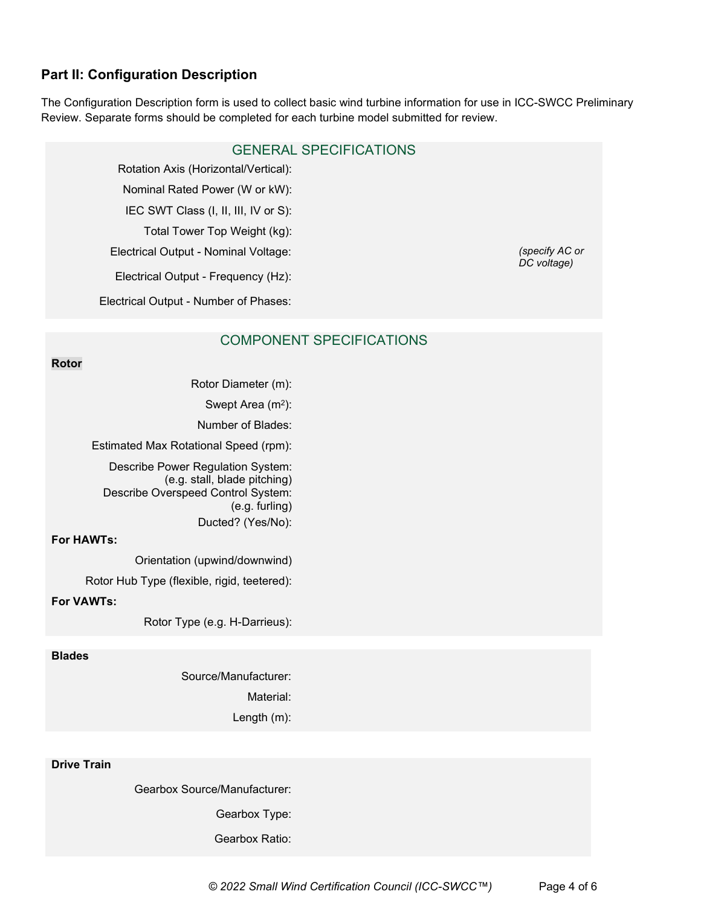## Part II: Configuration Description

The Configuration Description form is used to collect basic wind turbine information for use in ICC-SWCC Preliminary Review. Separate forms should be completed for each turbine model submitted for review.

### GENERAL SPECIFICATIONS

| | |
|---|---|
| Rotation Axis (Horizontal/Vertical): | |
| Nominal Rated Power (W or kW): | |
| IEC SWT Class (I, II, III, IV or S): | |
| Total Tower Top Weight (kg): | |
| Electrical Output - Nominal Voltage: | *(specify AC or DC voltage)* |
| Electrical Output - Frequency (Hz): | |
| Electrical Output - Number of Phases: | |

### COMPONENT SPECIFICATIONS

**Rotor**

| | |
|---|---|
| Rotor Diameter (m): | |
| Swept Area ($m^2$): | |
| Number of Blades: | |
| Estimated Max Rotational Speed (rpm): | |
| Describe Power Regulation System: (e.g. stall, blade pitching) | |
| Describe Overspeed Control System: (e.g. furling) | |
| Ducted? (Yes/No): | |

**For HAWTs:**

| | |
|---|---|
| Orientation (upwind/downwind) | |
| Rotor Hub Type (flexible, rigid, teetered): | |

**For VAWTs:**

| | |
|---|---|
| Rotor Type (e.g. H-Darrieus): | |

**Blades**

| | |
|---|---|
| Source/Manufacturer: | |
| Material: | |
| Length (m): | |

**Drive Train**

| | |
|---|---|
| Gearbox Source/Manufacturer: | |
| Gearbox Type: | |
| Gearbox Ratio: | |

*© 2022 Small Wind Certification Council (ICC-SWCC™)*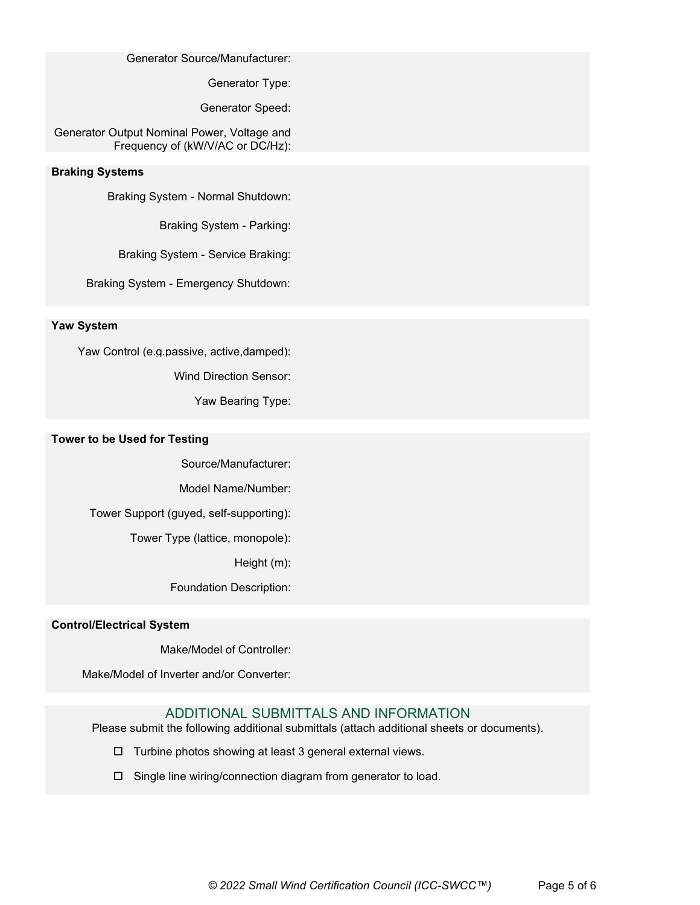Generator Source/Manufacturer:

Generator Type:

Generator Speed:

Generator Output Nominal Power, Voltage and Frequency of (kW/V/AC or DC/Hz):

**Braking Systems**

Braking System - Normal Shutdown:

Braking System - Parking:

Braking System - Service Braking:

Braking System - Emergency Shutdown:

**Yaw System**

Yaw Control (e.g.passive, active,damped):

Wind Direction Sensor:

Yaw Bearing Type:

**Tower to be Used for Testing**

Source/Manufacturer:

Model Name/Number:

Tower Support (guyed, self-supporting):

Tower Type (lattice, monopole):

Height (m):

Foundation Description:

**Control/Electrical System**

Make/Model of Controller:

Make/Model of Inverter and/or Converter:

## ADDITIONAL SUBMITTALS AND INFORMATION

Please submit the following additional submittals (attach additional sheets or documents).

- ☐ Turbine photos showing at least 3 general external views.
- ☐ Single line wiring/connection diagram from generator to load.

*© 2022 Small Wind Certification Council (ICC-SWCC™)*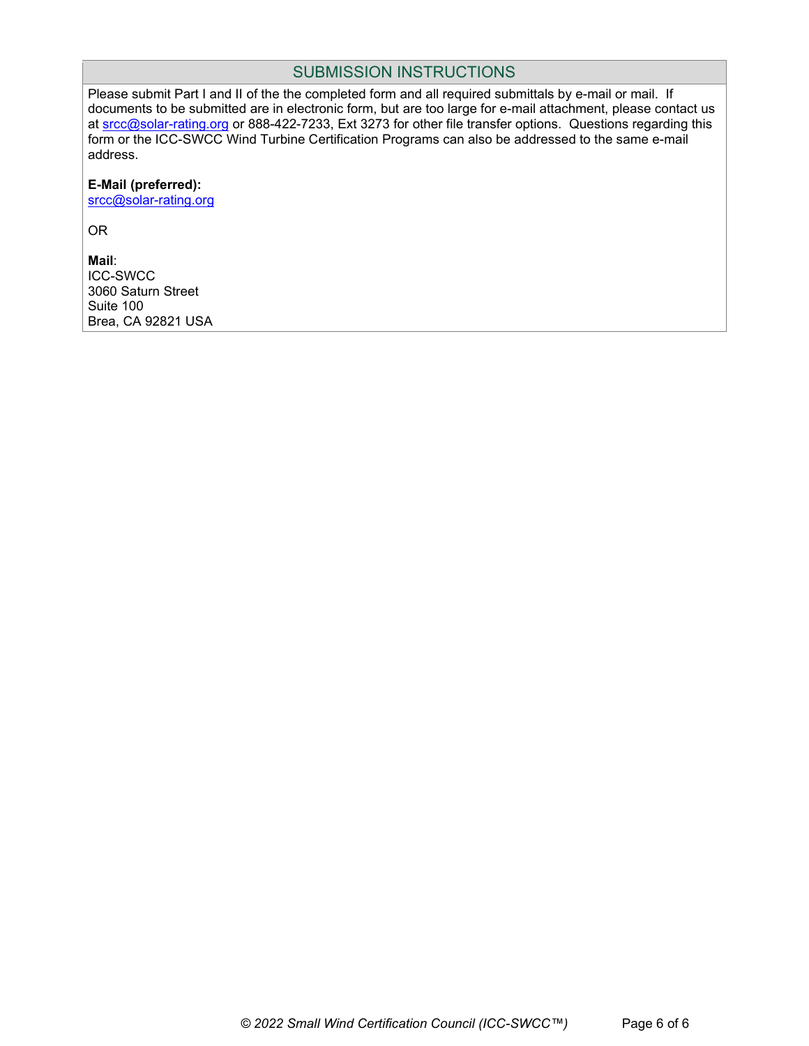## SUBMISSION INSTRUCTIONS

Please submit Part I and II of the the completed form and all required submittals by e-mail or mail. If documents to be submitted are in electronic form, but are too large for e-mail attachment, please contact us at srcc@solar-rating.org or 888-422-7233, Ext 3273 for other file transfer options. Questions regarding this form or the ICC-SWCC Wind Turbine Certification Programs can also be addressed to the same e-mail address.

**E-Mail (preferred):**
srcc@solar-rating.org

OR

**Mail**:
ICC-SWCC
3060 Saturn Street
Suite 100
Brea, CA 92821 USA